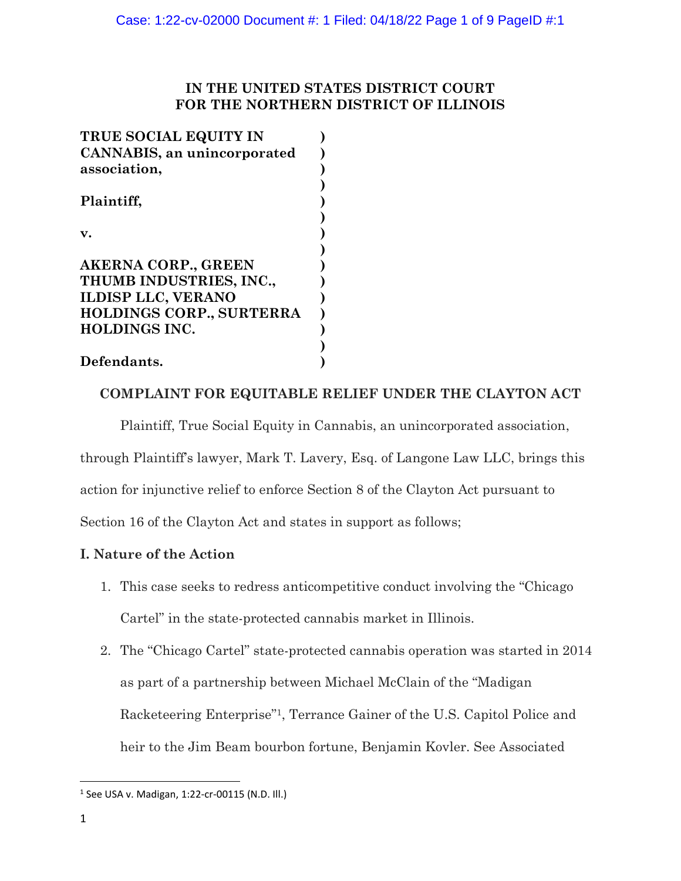# IN THE UNITED STATES DISTRICT COURT FOR THE NORTHERN DISTRICT OF ILLINOIS

**TRUE SOCIAL EQUITY IN CANNABIS, an unincorporated association,**

**Plaintiff,**

**v.**

**AKERNA CORP., GREEN THUMB INDUSTRIES, INC., ILDISP LLC, VERANO HOLDINGS CORP., SURTERRA HOLDINGS INC.**

**Defendants.**

## COMPLAINT FOR EQUITABLE RELIEF UNDER THE CLAYTON ACT

Plaintiff, True Social Equity in Cannabis, an unincorporated association, through Plaintiff's lawyer, Mark T. Lavery, Esq. of Langone Law LLC, brings this action for injunctive relief to enforce Section 8 of the Clayton Act pursuant to Section 16 of the Clayton Act and states in support as follows;

### I. Nature of the Action

1. This case seeks to redress anticompetitive conduct involving the "Chicago Cartel" in the state-protected cannabis market in Illinois.
2. The "Chicago Cartel" state-protected cannabis operation was started in 2014 as part of a partnership between Michael McClain of the "Madigan Racketeering Enterprise"[1], Terrance Gainer of the U.S. Capitol Police and heir to the Jim Beam bourbon fortune, Benjamin Kovler. See Associated

[1] See USA v. Madigan, 1:22-cr-00115 (N.D. Ill.)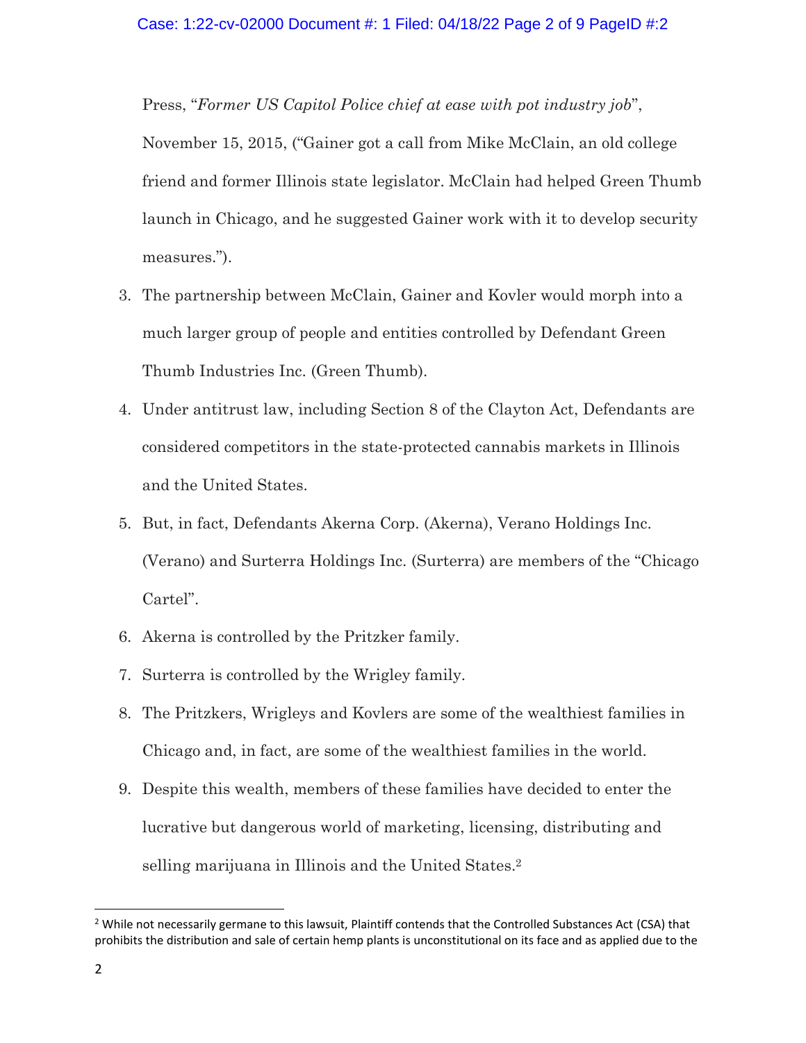Press, "*Former US Capitol Police chief at ease with pot industry job*", November 15, 2015, ("Gainer got a call from Mike McClain, an old college friend and former Illinois state legislator. McClain had helped Green Thumb launch in Chicago, and he suggested Gainer work with it to develop security measures.").

3. The partnership between McClain, Gainer and Kovler would morph into a much larger group of people and entities controlled by Defendant Green Thumb Industries Inc. (Green Thumb).
4. Under antitrust law, including Section 8 of the Clayton Act, Defendants are considered competitors in the state-protected cannabis markets in Illinois and the United States.
5. But, in fact, Defendants Akerna Corp. (Akerna), Verano Holdings Inc. (Verano) and Surterra Holdings Inc. (Surterra) are members of the "Chicago Cartel".
6. Akerna is controlled by the Pritzker family.
7. Surterra is controlled by the Wrigley family.
8. The Pritzkers, Wrigleys and Kovlers are some of the wealthiest families in Chicago and, in fact, are some of the wealthiest families in the world.
9. Despite this wealth, members of these families have decided to enter the lucrative but dangerous world of marketing, licensing, distributing and selling marijuana in Illinois and the United States.[2]

---

[2] While not necessarily germane to this lawsuit, Plaintiff contends that the Controlled Substances Act (CSA) that prohibits the distribution and sale of certain hemp plants is unconstitutional on its face and as applied due to the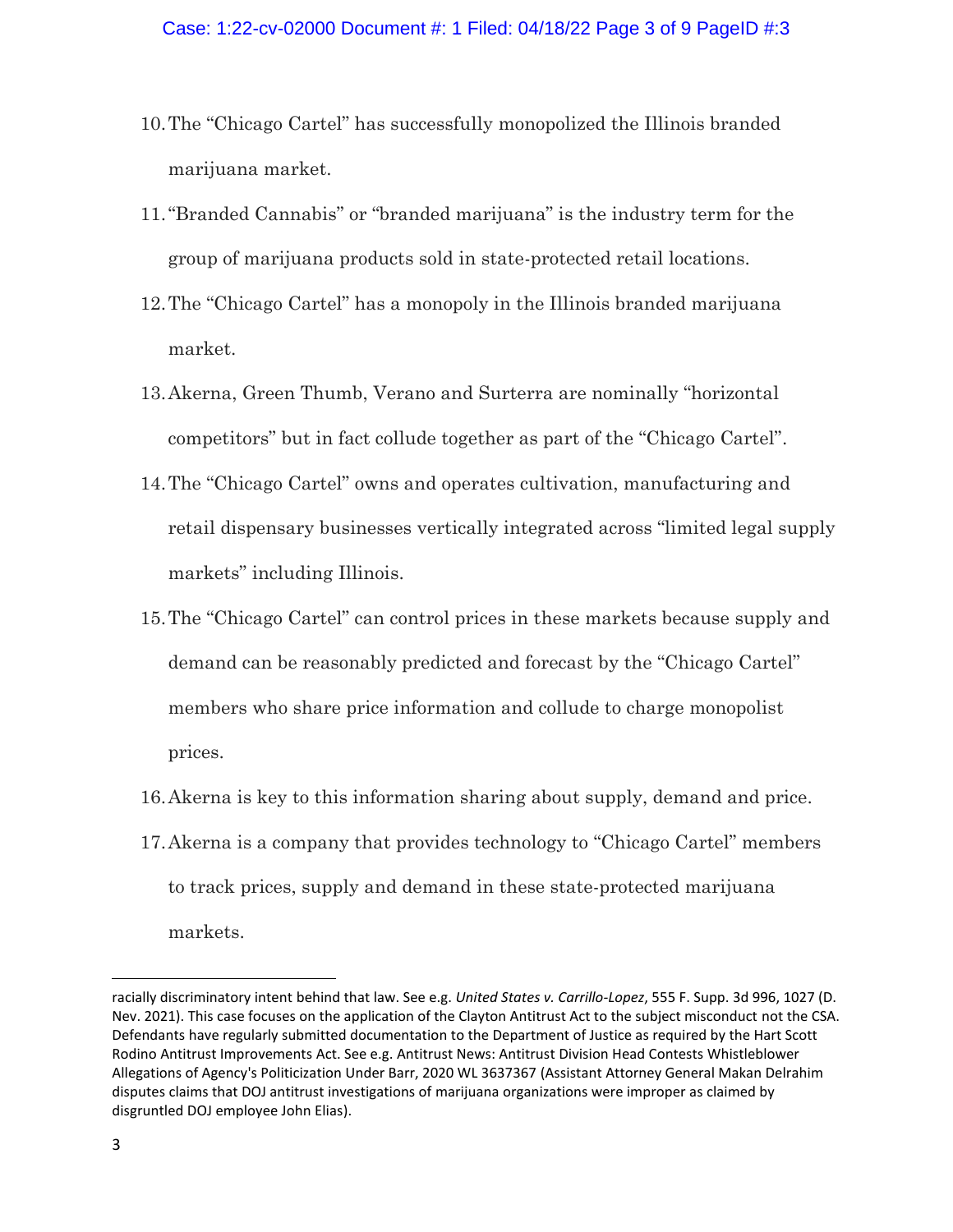10. The "Chicago Cartel" has successfully monopolized the Illinois branded marijuana market.

11. "Branded Cannabis" or "branded marijuana" is the industry term for the group of marijuana products sold in state-protected retail locations.

12. The "Chicago Cartel" has a monopoly in the Illinois branded marijuana market.

13. Akerna, Green Thumb, Verano and Surterra are nominally "horizontal competitors" but in fact collude together as part of the "Chicago Cartel".

14. The "Chicago Cartel" owns and operates cultivation, manufacturing and retail dispensary businesses vertically integrated across "limited legal supply markets" including Illinois.

15. The "Chicago Cartel" can control prices in these markets because supply and demand can be reasonably predicted and forecast by the "Chicago Cartel" members who share price information and collude to charge monopolist prices.

16. Akerna is key to this information sharing about supply, demand and price.

17. Akerna is a company that provides technology to "Chicago Cartel" members to track prices, supply and demand in these state-protected marijuana markets.

---

racially discriminatory intent behind that law. See e.g. *United States v. Carrillo-Lopez*, 555 F. Supp. 3d 996, 1027 (D. Nev. 2021). This case focuses on the application of the Clayton Antitrust Act to the subject misconduct not the CSA. Defendants have regularly submitted documentation to the Department of Justice as required by the Hart Scott Rodino Antitrust Improvements Act. See e.g. Antitrust News: Antitrust Division Head Contests Whistleblower Allegations of Agency's Politicization Under Barr, 2020 WL 3637367 (Assistant Attorney General Makan Delrahim disputes claims that DOJ antitrust investigations of marijuana organizations were improper as claimed by disgruntled DOJ employee John Elias).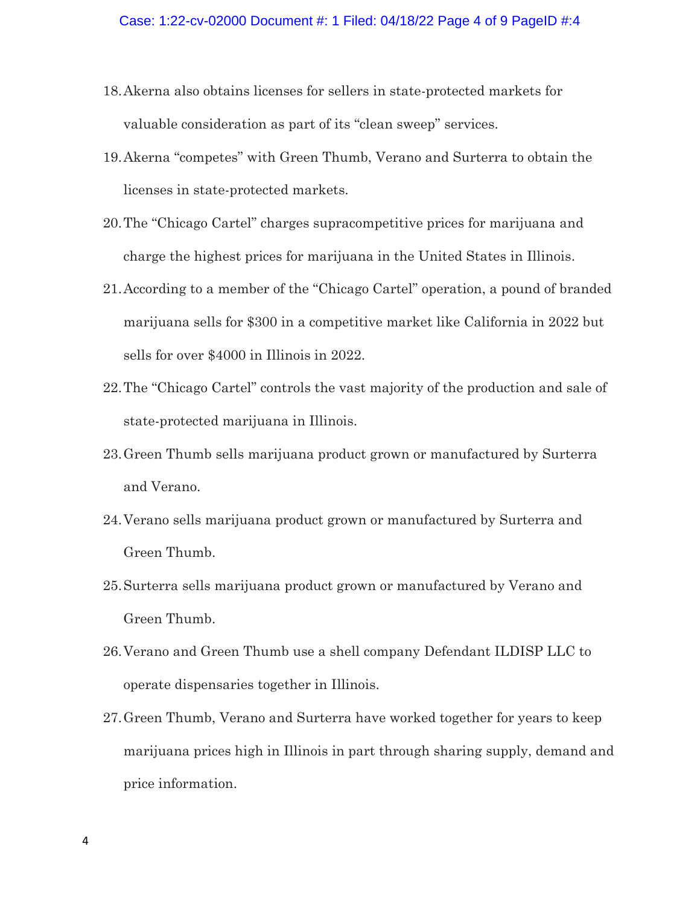18. Akerna also obtains licenses for sellers in state-protected markets for valuable consideration as part of its "clean sweep" services.

19. Akerna "competes" with Green Thumb, Verano and Surterra to obtain the licenses in state-protected markets.

20. The "Chicago Cartel" charges supracompetitive prices for marijuana and charge the highest prices for marijuana in the United States in Illinois.

21. According to a member of the "Chicago Cartel" operation, a pound of branded marijuana sells for $300 in a competitive market like California in 2022 but sells for over $4000 in Illinois in 2022.

22. The "Chicago Cartel" controls the vast majority of the production and sale of state-protected marijuana in Illinois.

23. Green Thumb sells marijuana product grown or manufactured by Surterra and Verano.

24. Verano sells marijuana product grown or manufactured by Surterra and Green Thumb.

25. Surterra sells marijuana product grown or manufactured by Verano and Green Thumb.

26. Verano and Green Thumb use a shell company Defendant ILDISP LLC to operate dispensaries together in Illinois.

27. Green Thumb, Verano and Surterra have worked together for years to keep marijuana prices high in Illinois in part through sharing supply, demand and price information.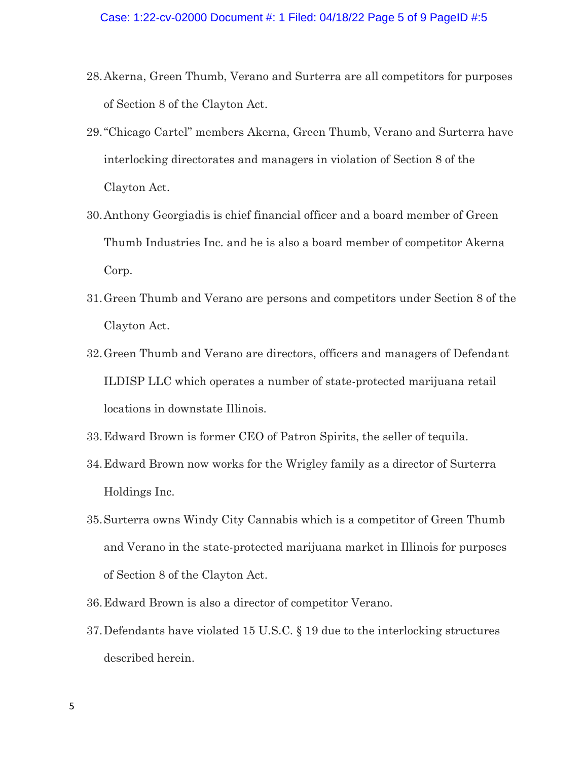28. Akerna, Green Thumb, Verano and Surterra are all competitors for purposes of Section 8 of the Clayton Act.

29. "Chicago Cartel" members Akerna, Green Thumb, Verano and Surterra have interlocking directorates and managers in violation of Section 8 of the Clayton Act.

30. Anthony Georgiadis is chief financial officer and a board member of Green Thumb Industries Inc. and he is also a board member of competitor Akerna Corp.

31. Green Thumb and Verano are persons and competitors under Section 8 of the Clayton Act.

32. Green Thumb and Verano are directors, officers and managers of Defendant ILDISP LLC which operates a number of state-protected marijuana retail locations in downstate Illinois.

33. Edward Brown is former CEO of Patron Spirits, the seller of tequila.

34. Edward Brown now works for the Wrigley family as a director of Surterra Holdings Inc.

35. Surterra owns Windy City Cannabis which is a competitor of Green Thumb and Verano in the state-protected marijuana market in Illinois for purposes of Section 8 of the Clayton Act.

36. Edward Brown is also a director of competitor Verano.

37. Defendants have violated 15 U.S.C. § 19 due to the interlocking structures described herein.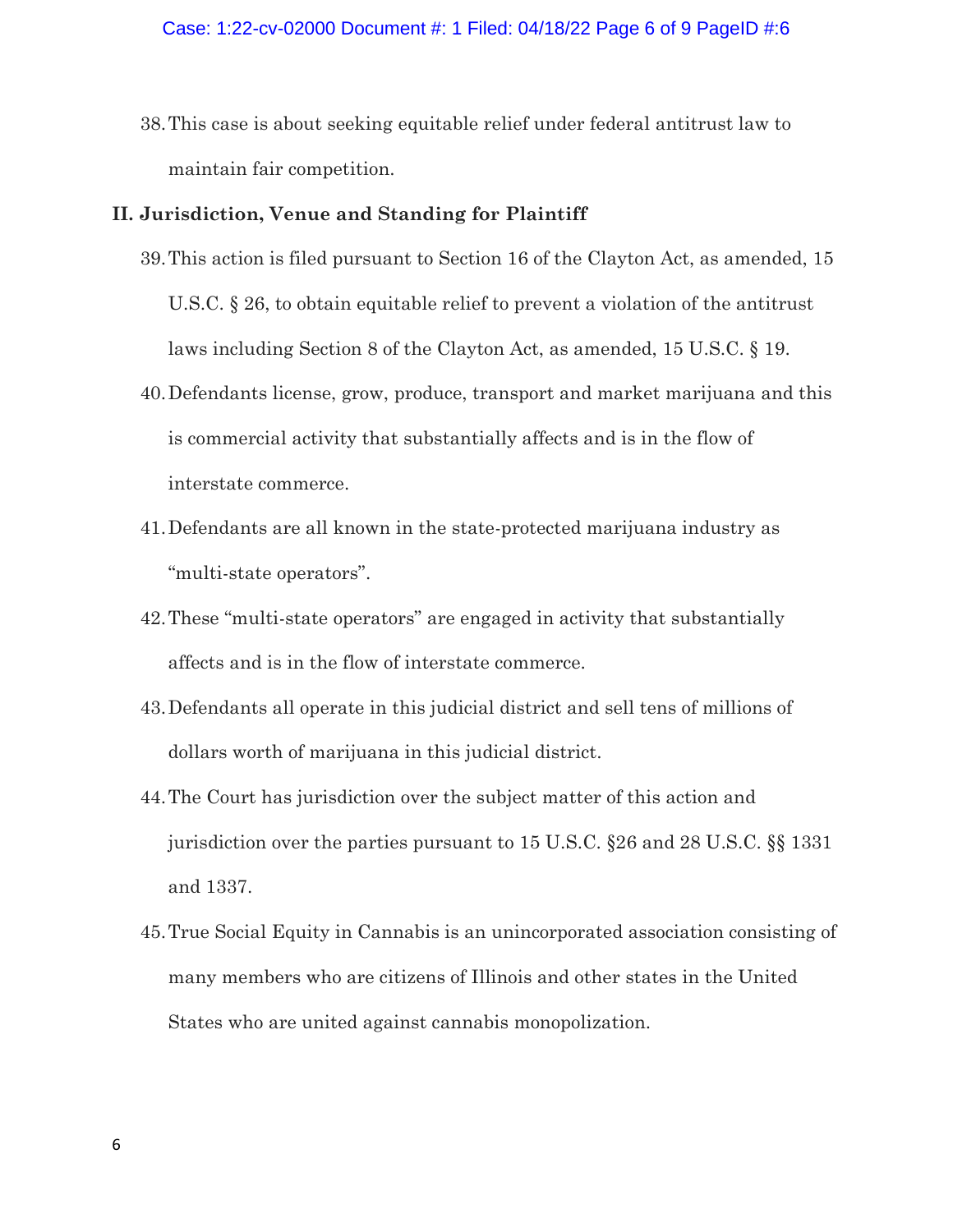38. This case is about seeking equitable relief under federal antitrust law to maintain fair competition.

## II. Jurisdiction, Venue and Standing for Plaintiff

39. This action is filed pursuant to Section 16 of the Clayton Act, as amended, 15 U.S.C. § 26, to obtain equitable relief to prevent a violation of the antitrust laws including Section 8 of the Clayton Act, as amended, 15 U.S.C. § 19.

40. Defendants license, grow, produce, transport and market marijuana and this is commercial activity that substantially affects and is in the flow of interstate commerce.

41. Defendants are all known in the state-protected marijuana industry as "multi-state operators".

42. These "multi-state operators" are engaged in activity that substantially affects and is in the flow of interstate commerce.

43. Defendants all operate in this judicial district and sell tens of millions of dollars worth of marijuana in this judicial district.

44. The Court has jurisdiction over the subject matter of this action and jurisdiction over the parties pursuant to 15 U.S.C. §26 and 28 U.S.C. §§ 1331 and 1337.

45. True Social Equity in Cannabis is an unincorporated association consisting of many members who are citizens of Illinois and other states in the United States who are united against cannabis monopolization.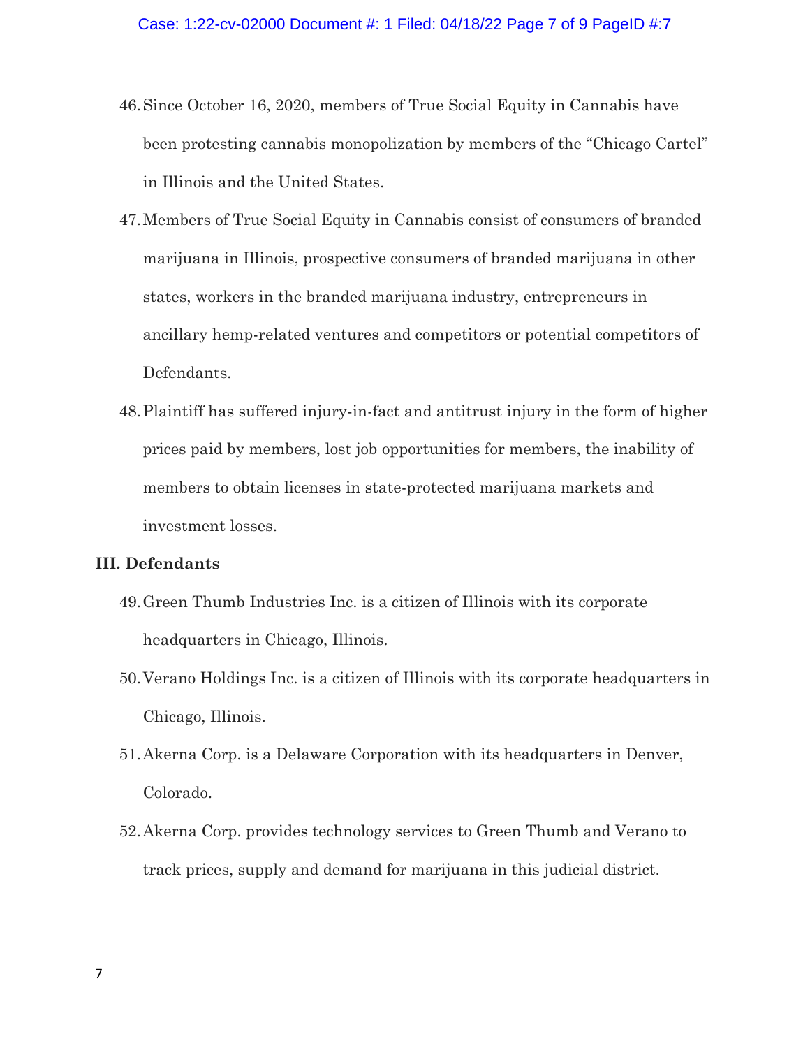46. Since October 16, 2020, members of True Social Equity in Cannabis have been protesting cannabis monopolization by members of the "Chicago Cartel" in Illinois and the United States.

47. Members of True Social Equity in Cannabis consist of consumers of branded marijuana in Illinois, prospective consumers of branded marijuana in other states, workers in the branded marijuana industry, entrepreneurs in ancillary hemp-related ventures and competitors or potential competitors of Defendants.

48. Plaintiff has suffered injury-in-fact and antitrust injury in the form of higher prices paid by members, lost job opportunities for members, the inability of members to obtain licenses in state-protected marijuana markets and investment losses.

**III. Defendants**

49. Green Thumb Industries Inc. is a citizen of Illinois with its corporate headquarters in Chicago, Illinois.

50. Verano Holdings Inc. is a citizen of Illinois with its corporate headquarters in Chicago, Illinois.

51. Akerna Corp. is a Delaware Corporation with its headquarters in Denver, Colorado.

52. Akerna Corp. provides technology services to Green Thumb and Verano to track prices, supply and demand for marijuana in this judicial district.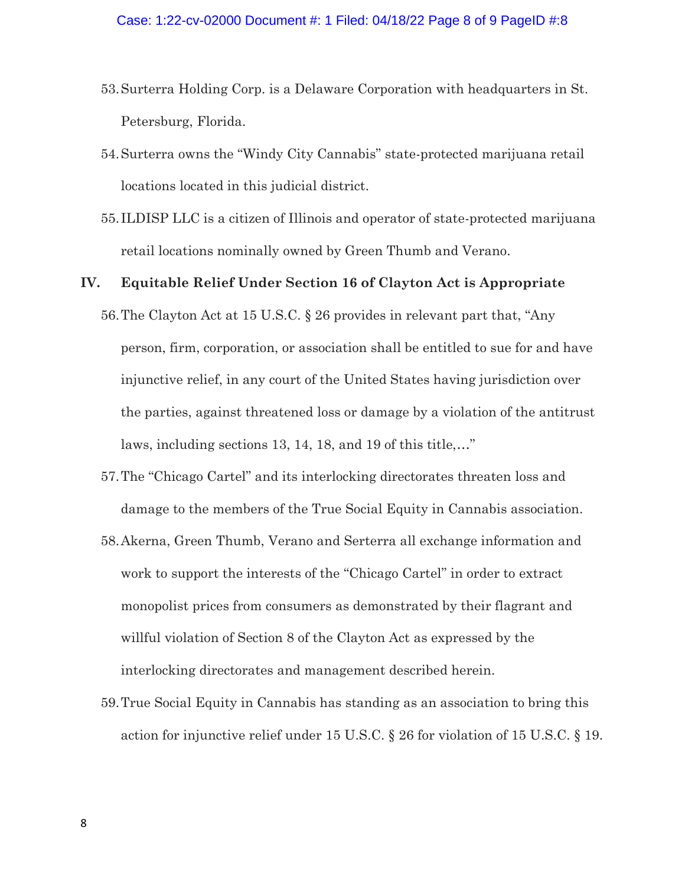53. Surterra Holding Corp. is a Delaware Corporation with headquarters in St. Petersburg, Florida.

54. Surterra owns the "Windy City Cannabis" state-protected marijuana retail locations located in this judicial district.

55. ILDISP LLC is a citizen of Illinois and operator of state-protected marijuana retail locations nominally owned by Green Thumb and Verano.

## IV. Equitable Relief Under Section 16 of Clayton Act is Appropriate

56. The Clayton Act at 15 U.S.C. § 26 provides in relevant part that, "Any person, firm, corporation, or association shall be entitled to sue for and have injunctive relief, in any court of the United States having jurisdiction over the parties, against threatened loss or damage by a violation of the antitrust laws, including sections 13, 14, 18, and 19 of this title,…"

57. The "Chicago Cartel" and its interlocking directorates threaten loss and damage to the members of the True Social Equity in Cannabis association.

58. Akerna, Green Thumb, Verano and Serterra all exchange information and work to support the interests of the "Chicago Cartel" in order to extract monopolist prices from consumers as demonstrated by their flagrant and willful violation of Section 8 of the Clayton Act as expressed by the interlocking directorates and management described herein.

59. True Social Equity in Cannabis has standing as an association to bring this action for injunctive relief under 15 U.S.C. § 26 for violation of 15 U.S.C. § 19.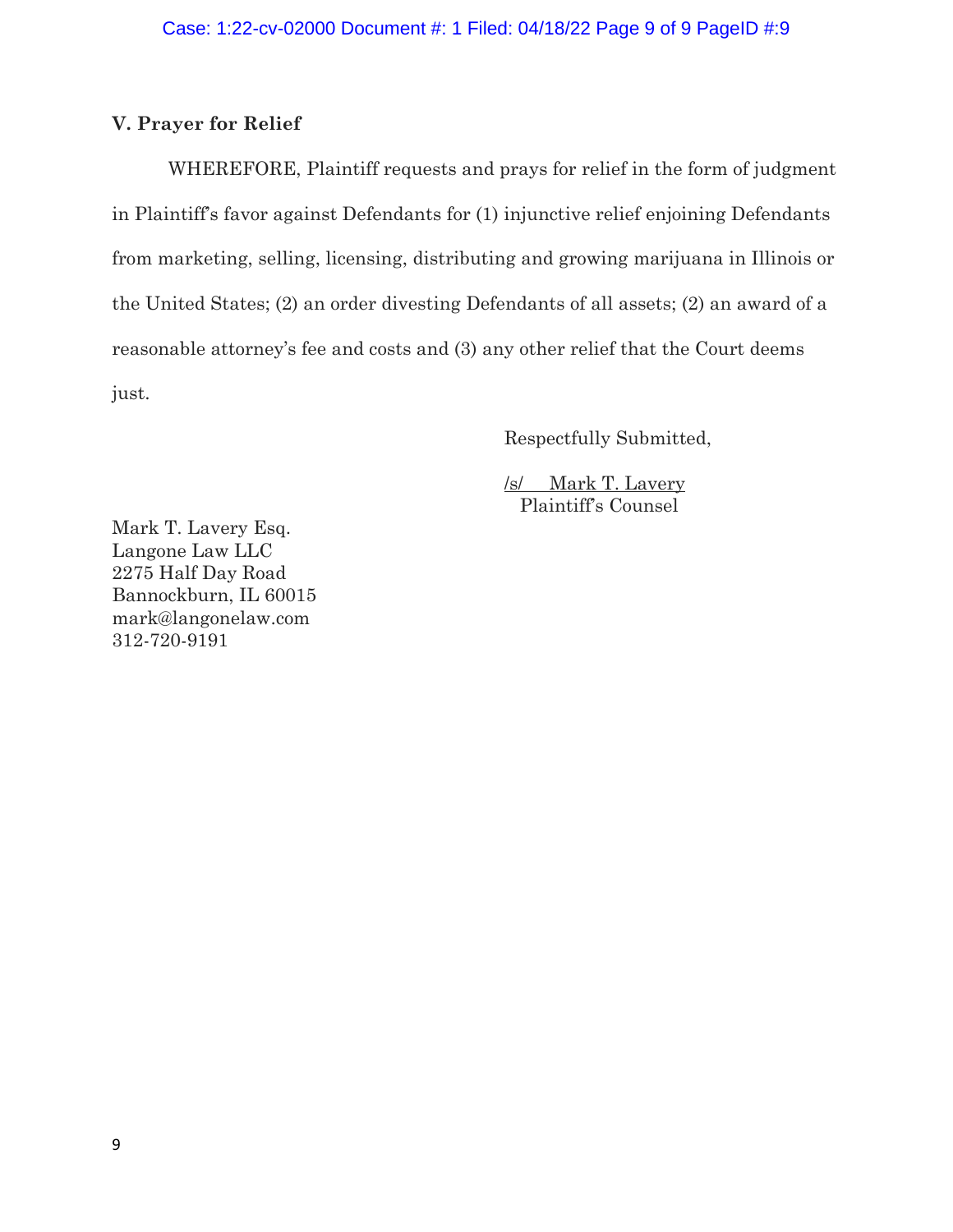## V. Prayer for Relief

WHEREFORE, Plaintiff requests and prays for relief in the form of judgment in Plaintiff's favor against Defendants for (1) injunctive relief enjoining Defendants from marketing, selling, licensing, distributing and growing marijuana in Illinois or the United States; (2) an order divesting Defendants of all assets; (2) an award of a reasonable attorney's fee and costs and (3) any other relief that the Court deems just.

Respectfully Submitted,

/s/ Mark T. Lavery
Plaintiff's Counsel

Mark T. Lavery Esq.
Langone Law LLC
2275 Half Day Road
Bannockburn, IL 60015
mark@langonelaw.com
312-720-9191